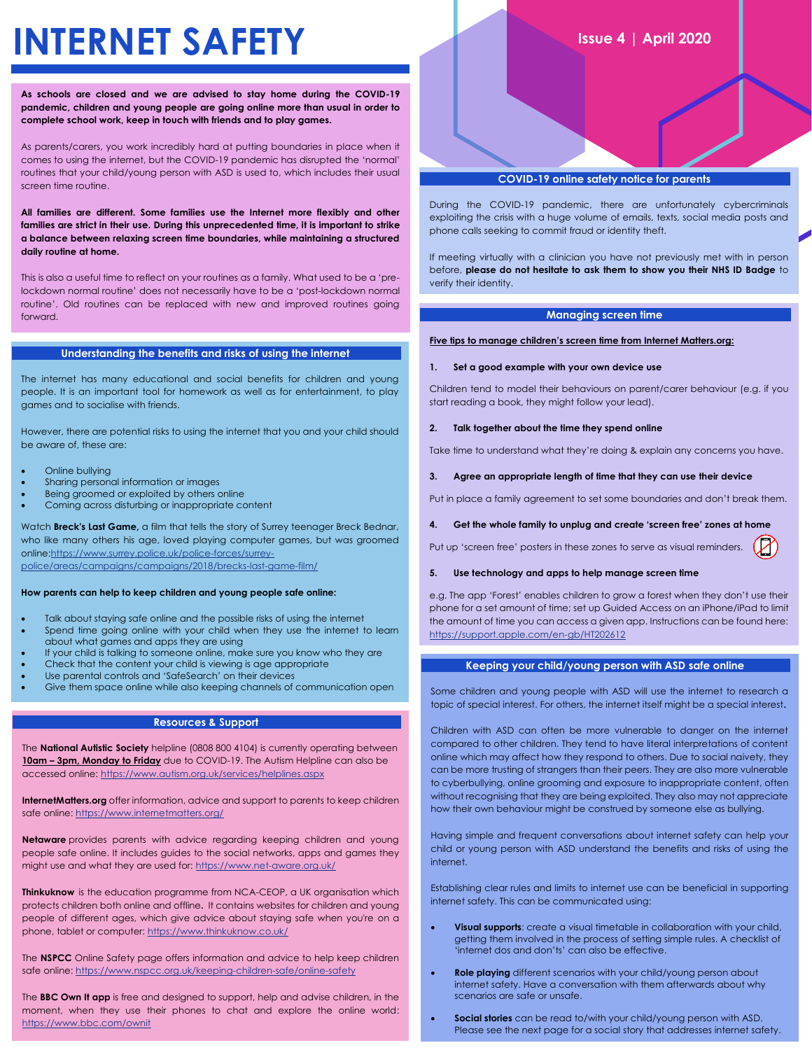# INTERNET SAFETY

Issue 4 | April 2020

**As schools are closed and we are advised to stay home during the COVID-19 pandemic, children and young people are going online more than usual in order to complete school work, keep in touch with friends and to play games.**

As parents/carers, you work incredibly hard at putting boundaries in place when it comes to using the internet, but the COVID-19 pandemic has disrupted the 'normal' routines that your child/young person with ASD is used to, which includes their usual screen time routine.

**All families are different. Some families use the Internet more flexibly and other families are strict in their use. During this unprecedented time, it is important to strike a balance between relaxing screen time boundaries, while maintaining a structured daily routine at home.**

This is also a useful time to reflect on your routines as a family. What used to be a 'pre-lockdown normal routine' does not necessarily have to be a 'post-lockdown normal routine'. Old routines can be replaced with new and improved routines going forward.

## Understanding the benefits and risks of using the internet

The internet has many educational and social benefits for children and young people. It is an important tool for homework as well as for entertainment, to play games and to socialise with friends.

However, there are potential risks to using the internet that you and your child should be aware of, these are:

- Online bullying
- Sharing personal information or images
- Being groomed or exploited by others online
- Coming across disturbing or inappropriate content

Watch **Breck's Last Game,** a film that tells the story of Surrey teenager Breck Bednar, who like many others his age, loved playing computer games, but was groomed online:https://www.surrey.police.uk/police-forces/surrey-police/areas/campaigns/campaigns/2018/brecks-last-game-film/

**How parents can help to keep children and young people safe online:**

- Talk about staying safe online and the possible risks of using the internet
- Spend time going online with your child when they use the internet to learn about what games and apps they are using
- If your child is talking to someone online, make sure you know who they are
- Check that the content your child is viewing is age appropriate
- Use parental controls and 'SafeSearch' on their devices
- Give them space online while also keeping channels of communication open

## Resources & Support

The **National Autistic Society** helpline (0808 800 4104) is currently operating between **10am – 3pm, Monday to Friday** due to COVID-19. The Autism Helpline can also be accessed online: https://www.autism.org.uk/services/helplines.aspx

**InternetMatters.org** offer information, advice and support to parents to keep children safe online: https://www.internetmatters.org/

**Netaware** provides parents with advice regarding keeping children and young people safe online. It includes guides to the social networks, apps and games they might use and what they are used for: https://www.net-aware.org.uk/

**Thinkuknow** is the education programme from NCA-CEOP, a UK organisation which protects children both online and offline**.** It contains websites for children and young people of different ages, which give advice about staying safe when you're on a phone, tablet or computer: https://www.thinkuknow.co.uk/

The **NSPCC** Online Safety page offers information and advice to help keep children safe online: https://www.nspcc.org.uk/keeping-children-safe/online-safety

The **BBC Own It app** is free and designed to support, help and advise children, in the moment, when they use their phones to chat and explore the online world: https://www.bbc.com/ownit

## COVID-19 online safety notice for parents

During the COVID-19 pandemic, there are unfortunately cybercriminals exploiting the crisis with a huge volume of emails, texts, social media posts and phone calls seeking to commit fraud or identity theft.

If meeting virtually with a clinician you have not previously met with in person before, **please do not hesitate to ask them to show you their NHS ID Badge** to verify their identity.

## Managing screen time

**Five tips to manage children's screen time from Internet Matters.org:**

**1. Set a good example with your own device use**

Children tend to model their behaviours on parent/carer behaviour (e.g. if you start reading a book, they might follow your lead).

**2. Talk together about the time they spend online**

Take time to understand what they're doing & explain any concerns you have.

**3. Agree an appropriate length of time that they can use their device**

Put in place a family agreement to set some boundaries and don't break them.

**4. Get the whole family to unplug and create 'screen free' zones at home**

Put up 'screen free' posters in these zones to serve as visual reminders.

**5. Use technology and apps to help manage screen time**

e.g. The app 'Forest' enables children to grow a forest when they don't use their phone for a set amount of time; set up Guided Access on an iPhone/iPad to limit the amount of time you can access a given app. Instructions can be found here: https://support.apple.com/en-gb/HT202612

## Keeping your child/young person with ASD safe online

Some children and young people with ASD will use the internet to research a topic of special interest. For others, the internet itself might be a special interest.

Children with ASD can often be more vulnerable to danger on the internet compared to other children. They tend to have literal interpretations of content online which may affect how they respond to others. Due to social naivety, they can be more trusting of strangers than their peers. They are also more vulnerable to cyberbullying, online grooming and exposure to inappropriate content, often without recognising that they are being exploited. They also may not appreciate how their own behaviour might be construed by someone else as bullying.

Having simple and frequent conversations about internet safety can help your child or young person with ASD understand the benefits and risks of using the internet.

Establishing clear rules and limits to internet use can be beneficial in supporting internet safety. This can be communicated using:

- **Visual supports**: create a visual timetable in collaboration with your child, getting them involved in the process of setting simple rules. A checklist of 'internet dos and don'ts' can also be effective.
- **Role playing** different scenarios with your child/young person about internet safety. Have a conversation with them afterwards about why scenarios are safe or unsafe.
- **Social stories** can be read to/with your child/young person with ASD. Please see the next page for a social story that addresses internet safety.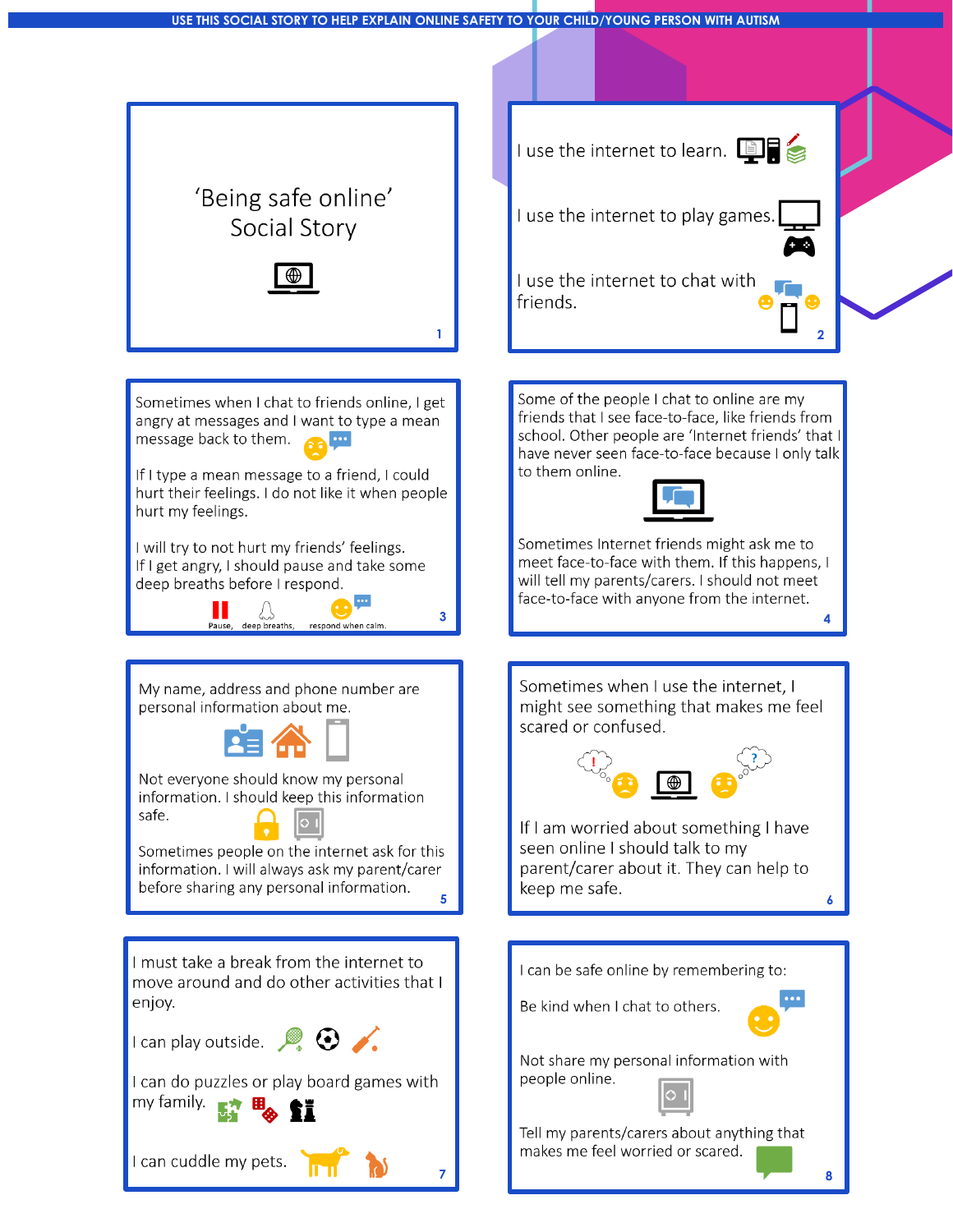USE THIS SOCIAL STORY TO HELP EXPLAIN ONLINE SAFETY TO YOUR CHILD/YOUNG PERSON WITH AUTISM

# 'Being safe online' Social Story

I use the internet to learn.

I use the internet to play games.

I use the internet to chat with friends.

Sometimes when I chat to friends online, I get angry at messages and I want to type a mean message back to them.

If I type a mean message to a friend, I could hurt their feelings. I do not like it when people hurt my feelings.

I will try to not hurt my friends' feelings.
If I get angry, I should pause and take some deep breaths before I respond.

Pause, deep breaths, respond when calm.

Some of the people I chat to online are my friends that I see face-to-face, like friends from school. Other people are 'Internet friends' that I have never seen face-to-face because I only talk to them online.

Sometimes Internet friends might ask me to meet face-to-face with them. If this happens, I will tell my parents/carers. I should not meet face-to-face with anyone from the internet.

My name, address and phone number are personal information about me.

Not everyone should know my personal information. I should keep this information safe.

Sometimes people on the internet ask for this information. I will always ask my parent/carer before sharing any personal information.

Sometimes when I use the internet, I might see something that makes me feel scared or confused.

If I am worried about something I have seen online I should talk to my parent/carer about it. They can help to keep me safe.

I must take a break from the internet to move around and do other activities that I enjoy.

I can play outside.

I can do puzzles or play board games with my family.

I can cuddle my pets.

I can be safe online by remembering to:

Be kind when I chat to others.

Not share my personal information with people online.

Tell my parents/carers about anything that makes me feel worried or scared.